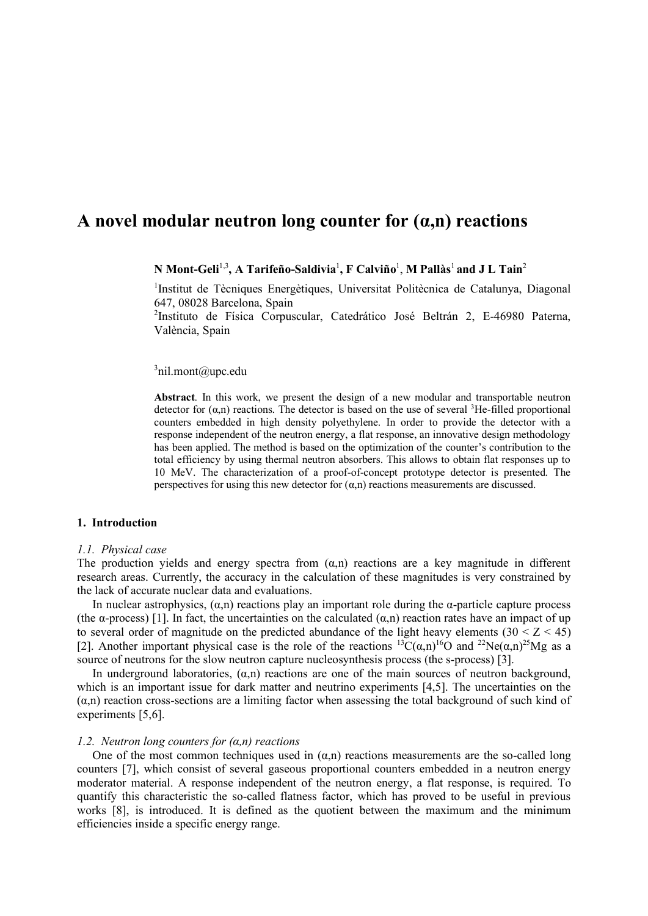# A novel modular neutron long counter for (α,n) reactions

**N Mont-Geli[1,3], A Tarifeño-Saldivia[1], F Calviño[1], M Pallàs[1] and J L Tain[2]**

[1]Institut de Tècniques Energètiques, Universitat Politècnica de Catalunya, Diagonal 647, 08028 Barcelona, Spain

[2]Instituto de Física Corpuscular, Catedrático José Beltrán 2, E-46980 Paterna, València, Spain

[3]nil.mont@upc.edu

**Abstract**. In this work, we present the design of a new modular and transportable neutron detector for (α,n) reactions. The detector is based on the use of several $^{3}$He-filled proportional counters embedded in high density polyethylene. In order to provide the detector with a response independent of the neutron energy, a flat response, an innovative design methodology has been applied. The method is based on the optimization of the counter's contribution to the total efficiency by using thermal neutron absorbers. This allows to obtain flat responses up to 10 MeV. The characterization of a proof-of-concept prototype detector is presented. The perspectives for using this new detector for (α,n) reactions measurements are discussed.

## 1. Introduction

### *1.1. Physical case*

The production yields and energy spectra from (α,n) reactions are a key magnitude in different research areas. Currently, the accuracy in the calculation of these magnitudes is very constrained by the lack of accurate nuclear data and evaluations.

In nuclear astrophysics, (α,n) reactions play an important role during the α-particle capture process (the α-process) [1]. In fact, the uncertainties on the calculated (α,n) reaction rates have an impact of up to several order of magnitude on the predicted abundance of the light heavy elements ($30 < Z < 45$) [2]. Another important physical case is the role of the reactions $^{13}C(\alpha,n)^{16}O$ and $^{22}Ne(\alpha,n)^{25}Mg$ as a source of neutrons for the slow neutron capture nucleosynthesis process (the s-process) [3].

In underground laboratories, (α,n) reactions are one of the main sources of neutron background, which is an important issue for dark matter and neutrino experiments [4,5]. The uncertainties on the (α,n) reaction cross-sections are a limiting factor when assessing the total background of such kind of experiments [5,6].

### *1.2. Neutron long counters for (α,n) reactions*

One of the most common techniques used in (α,n) reactions measurements are the so-called long counters [7], which consist of several gaseous proportional counters embedded in a neutron energy moderator material. A response independent of the neutron energy, a flat response, is required. To quantify this characteristic the so-called flatness factor, which has proved to be useful in previous works [8], is introduced. It is defined as the quotient between the maximum and the minimum efficiencies inside a specific energy range.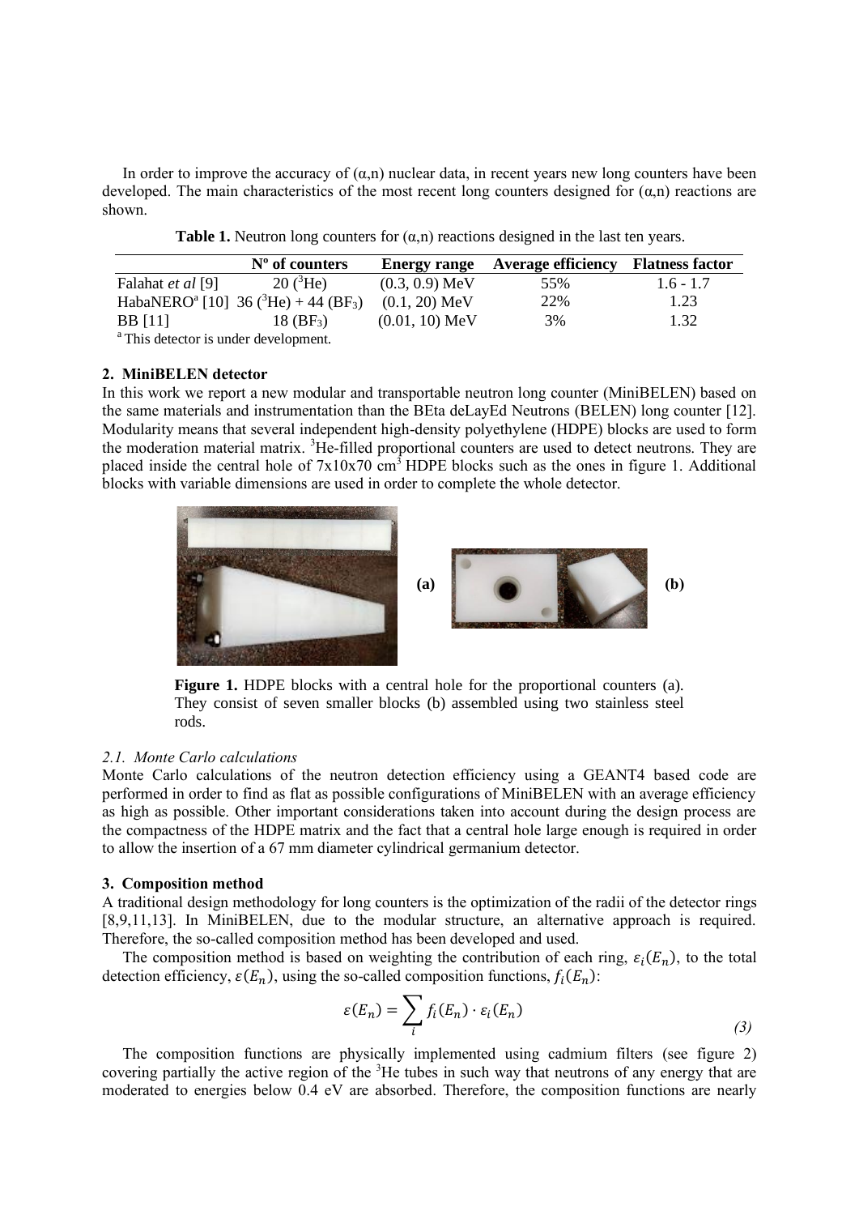In order to improve the accuracy of (α,n) nuclear data, in recent years new long counters have been developed. The main characteristics of the most recent long counters designed for (α,n) reactions are shown.

**Table 1.** Neutron long counters for (α,n) reactions designed in the last ten years.

| | Nº of counters | Energy range | Average efficiency | Flatness factor |
|---|---|---|---|---|
| Falahat *et al* [9] | 20 ($^3$He) | (0.3, 0.9) MeV | 55% | 1.6 - 1.7 |
| HabaNERO[a] [10] | 36 ($^3$He) + 44 ($BF_3$) | (0.1, 20) MeV | 22% | 1.23 |
| BB [11] | 18 ($BF_3$) | (0.01, 10) MeV | 3% | 1.32 |

[a] This detector is under development.

## 2. MiniBELEN detector

In this work we report a new modular and transportable neutron long counter (MiniBELEN) based on the same materials and instrumentation than the BEta deLayEd Neutrons (BELEN) long counter [12]. Modularity means that several independent high-density polyethylene (HDPE) blocks are used to form the moderation material matrix. $^3$He-filled proportional counters are used to detect neutrons. They are placed inside the central hole of 7x10x70 cm$^3$ HDPE blocks such as the ones in figure 1. Additional blocks with variable dimensions are used in order to complete the whole detector.

(a) (b)

**Figure 1.** HDPE blocks with a central hole for the proportional counters (a). They consist of seven smaller blocks (b) assembled using two stainless steel rods.

### *2.1. Monte Carlo calculations*

Monte Carlo calculations of the neutron detection efficiency using a GEANT4 based code are performed in order to find as flat as possible configurations of MiniBELEN with an average efficiency as high as possible. Other important considerations taken into account during the design process are the compactness of the HDPE matrix and the fact that a central hole large enough is required in order to allow the insertion of a 67 mm diameter cylindrical germanium detector.

## 3. Composition method

A traditional design methodology for long counters is the optimization of the radii of the detector rings [8,9,11,13]. In MiniBELEN, due to the modular structure, an alternative approach is required. Therefore, the so-called composition method has been developed and used.

The composition method is based on weighting the contribution of each ring, $\varepsilon_i(E_n)$, to the total detection efficiency, $\varepsilon(E_n)$, using the so-called composition functions, $f_i(E_n)$:

$$\varepsilon(E_n) = \sum_i f_i(E_n) \cdot \varepsilon_i(E_n) \tag{3}$$

The composition functions are physically implemented using cadmium filters (see figure 2) covering partially the active region of the $^3$He tubes in such way that neutrons of any energy that are moderated to energies below 0.4 eV are absorbed. Therefore, the composition functions are nearly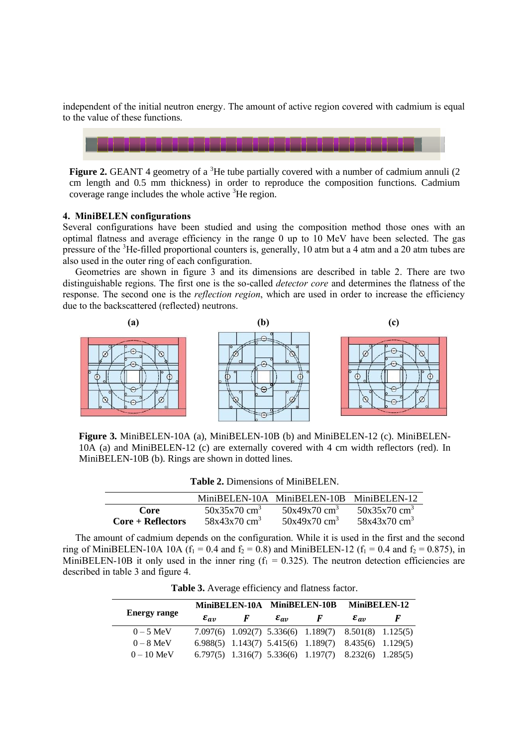independent of the initial neutron energy. The amount of active region covered with cadmium is equal to the value of these functions.

**Figure 2.** GEANT 4 geometry of a $^{3}$He tube partially covered with a number of cadmium annuli (2 cm length and 0.5 mm thickness) in order to reproduce the composition functions. Cadmium coverage range includes the whole active $^{3}$He region.

### 4. MiniBELEN configurations

Several configurations have been studied and using the composition method those ones with an optimal flatness and average efficiency in the range 0 up to 10 MeV have been selected. The gas pressure of the $^{3}$He-filled proportional counters is, generally, 10 atm but a 4 atm and a 20 atm tubes are also used in the outer ring of each configuration.

Geometries are shown in figure 3 and its dimensions are described in table 2. There are two distinguishable regions. The first one is the so-called *detector core* and determines the flatness of the response. The second one is the *reflection region*, which are used in order to increase the efficiency due to the backscattered (reflected) neutrons.

**(a)** **(b)** **(c)**

**Figure 3.** MiniBELEN-10A (a), MiniBELEN-10B (b) and MiniBELEN-12 (c). MiniBELEN-10A (a) and MiniBELEN-12 (c) are externally covered with 4 cm width reflectors (red). In MiniBELEN-10B (b). Rings are shown in dotted lines.

**Table 2.** Dimensions of MiniBELEN.

| | MiniBELEN-10A | MiniBELEN-10B | MiniBELEN-12 |
|---|---|---|---|
| **Core** | 50x35x70 cm$^3$ | 50x49x70 cm$^3$ | 50x35x70 cm$^3$ |
| **Core + Reflectors** | 58x43x70 cm$^3$ | 50x49x70 cm$^3$ | 58x43x70 cm$^3$ |

The amount of cadmium depends on the configuration. While it is used in the first and the second ring of MiniBELEN-10A 10A ($f_1$ = 0.4 and $f_2$ = 0.8) and MiniBELEN-12 ($f_1$ = 0.4 and $f_2$ = 0.875), in MiniBELEN-10B it only used in the inner ring ($f_1$ = 0.325). The neutron detection efficiencies are described in table 3 and figure 4.

**Table 3.** Average efficiency and flatness factor.

| **Energy range** | **MiniBELEN-10A** | | **MiniBELEN-10B** | | **MiniBELEN-12** | |
|---|---|---|---|---|---|---|
| | $\varepsilon_{av}$ | $F$ | $\varepsilon_{av}$ | $F$ | $\varepsilon_{av}$ | $F$ |
| 0 – 5 MeV | 7.097(6) | 1.092(7) | 5.336(6) | 1.189(7) | 8.501(8) | 1.125(5) |
| 0 – 8 MeV | 6.988(5) | 1.143(7) | 5.415(6) | 1.189(7) | 8.435(6) | 1.129(5) |
| 0 – 10 MeV | 6.797(5) | 1.316(7) | 5.336(6) | 1.197(7) | 8.232(6) | 1.285(5) |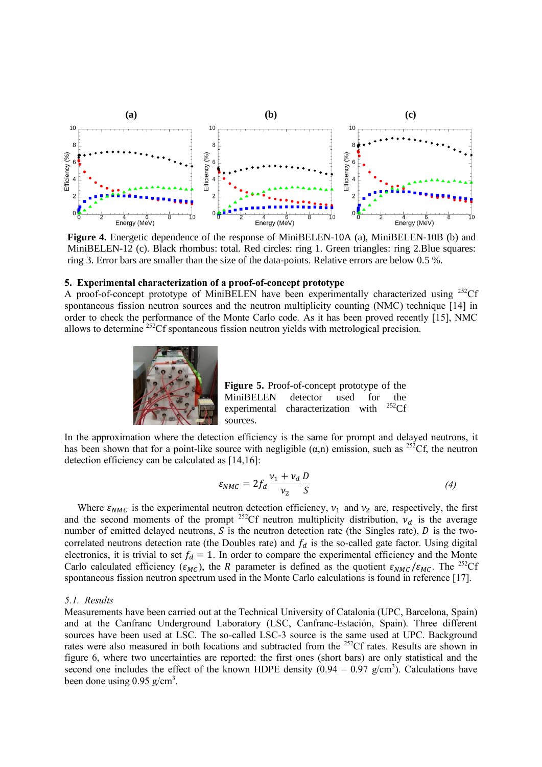**Figure 4.** Energetic dependence of the response of MiniBELEN-10A (a), MiniBELEN-10B (b) and MiniBELEN-12 (c). Black rhombus: total. Red circles: ring 1. Green triangles: ring 2.Blue squares: ring 3. Error bars are smaller than the size of the data-points. Relative errors are below 0.5 %.

## 5. Experimental characterization of a proof-of-concept prototype

A proof-of-concept prototype of MiniBELEN have been experimentally characterized using $^{252}$Cf spontaneous fission neutron sources and the neutron multiplicity counting (NMC) technique [14] in order to check the performance of the Monte Carlo code. As it has been proved recently [15], NMC allows to determine $^{252}$Cf spontaneous fission neutron yields with metrological precision.

**Figure 5.** Proof-of-concept prototype of the MiniBELEN detector used for the experimental characterization with $^{252}$Cf sources.

In the approximation where the detection efficiency is the same for prompt and delayed neutrons, it has been shown that for a point-like source with negligible (α,n) emission, such as $^{252}$Cf, the neutron detection efficiency can be calculated as [14,16]:

$$\varepsilon_{NMC} = 2 f_d \frac{\nu_1 + \nu_d}{\nu_2} \frac{D}{S} \qquad (4)$$

Where $\varepsilon_{NMC}$ is the experimental neutron detection efficiency, $\nu_1$ and $\nu_2$ are, respectively, the first and the second moments of the prompt $^{252}$Cf neutron multiplicity distribution, $\nu_d$ is the average number of emitted delayed neutrons, $S$ is the neutron detection rate (the Singles rate), $D$ is the two-correlated neutrons detection rate (the Doubles rate) and $f_d$ is the so-called gate factor. Using digital electronics, it is trivial to set $f_d = 1$. In order to compare the experimental efficiency and the Monte Carlo calculated efficiency ($\varepsilon_{MC}$), the $R$ parameter is defined as the quotient $\varepsilon_{NMC}/\varepsilon_{MC}$. The $^{252}$Cf spontaneous fission neutron spectrum used in the Monte Carlo calculations is found in reference [17].

### *5.1. Results*

Measurements have been carried out at the Technical University of Catalonia (UPC, Barcelona, Spain) and at the Canfranc Underground Laboratory (LSC, Canfranc-Estación, Spain). Three different sources have been used at LSC. The so-called LSC-3 source is the same used at UPC. Background rates were also measured in both locations and subtracted from the $^{252}$Cf rates. Results are shown in figure 6, where two uncertainties are reported: the first ones (short bars) are only statistical and the second one includes the effect of the known HDPE density (0.94 – 0.97 g/cm$^3$). Calculations have been done using 0.95 g/cm$^3$.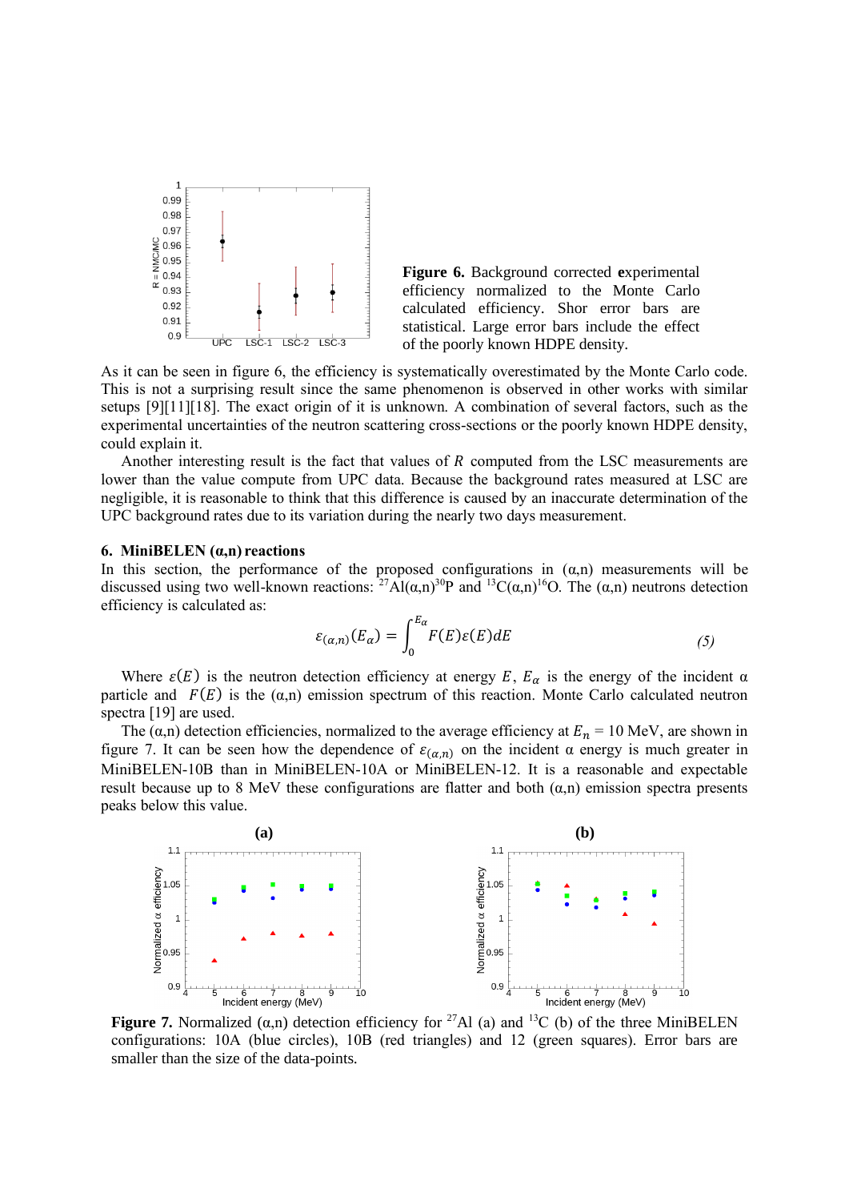**Figure 6.** Background corrected **e**xperimental efficiency normalized to the Monte Carlo calculated efficiency. Shor error bars are statistical. Large error bars include the effect of the poorly known HDPE density.

As it can be seen in figure 6, the efficiency is systematically overestimated by the Monte Carlo code. This is not a surprising result since the same phenomenon is observed in other works with similar setups [9][11][18]. The exact origin of it is unknown. A combination of several factors, such as the experimental uncertainties of the neutron scattering cross-sections or the poorly known HDPE density, could explain it.

Another interesting result is the fact that values of $R$ computed from the LSC measurements are lower than the value compute from UPC data. Because the background rates measured at LSC are negligible, it is reasonable to think that this difference is caused by an inaccurate determination of the UPC background rates due to its variation during the nearly two days measurement.

## 6. MiniBELEN (α,n) reactions

In this section, the performance of the proposed configurations in (α,n) measurements will be discussed using two well-known reactions: $^{27}$Al(α,n)$^{30}$P and $^{13}$C(α,n)$^{16}$O. The (α,n) neutrons detection efficiency is calculated as:

$$\varepsilon_{(\alpha,n)}(E_\alpha) = \int_0^{E_\alpha} F(E)\varepsilon(E)dE \qquad (5)$$

Where $\varepsilon(E)$ is the neutron detection efficiency at energy $E$, $E_\alpha$ is the energy of the incident α particle and $F(E)$ is the (α,n) emission spectrum of this reaction. Monte Carlo calculated neutron spectra [19] are used.

The (α,n) detection efficiencies, normalized to the average efficiency at $E_n$ = 10 MeV, are shown in figure 7. It can be seen how the dependence of $\varepsilon_{(\alpha,n)}$ on the incident α energy is much greater in MiniBELEN-10B than in MiniBELEN-10A or MiniBELEN-12. It is a reasonable and expectable result because up to 8 MeV these configurations are flatter and both (α,n) emission spectra presents peaks below this value.

**Figure 7.** Normalized (α,n) detection efficiency for $^{27}$Al (a) and $^{13}$C (b) of the three MiniBELEN configurations: 10A (blue circles), 10B (red triangles) and 12 (green squares). Error bars are smaller than the size of the data-points.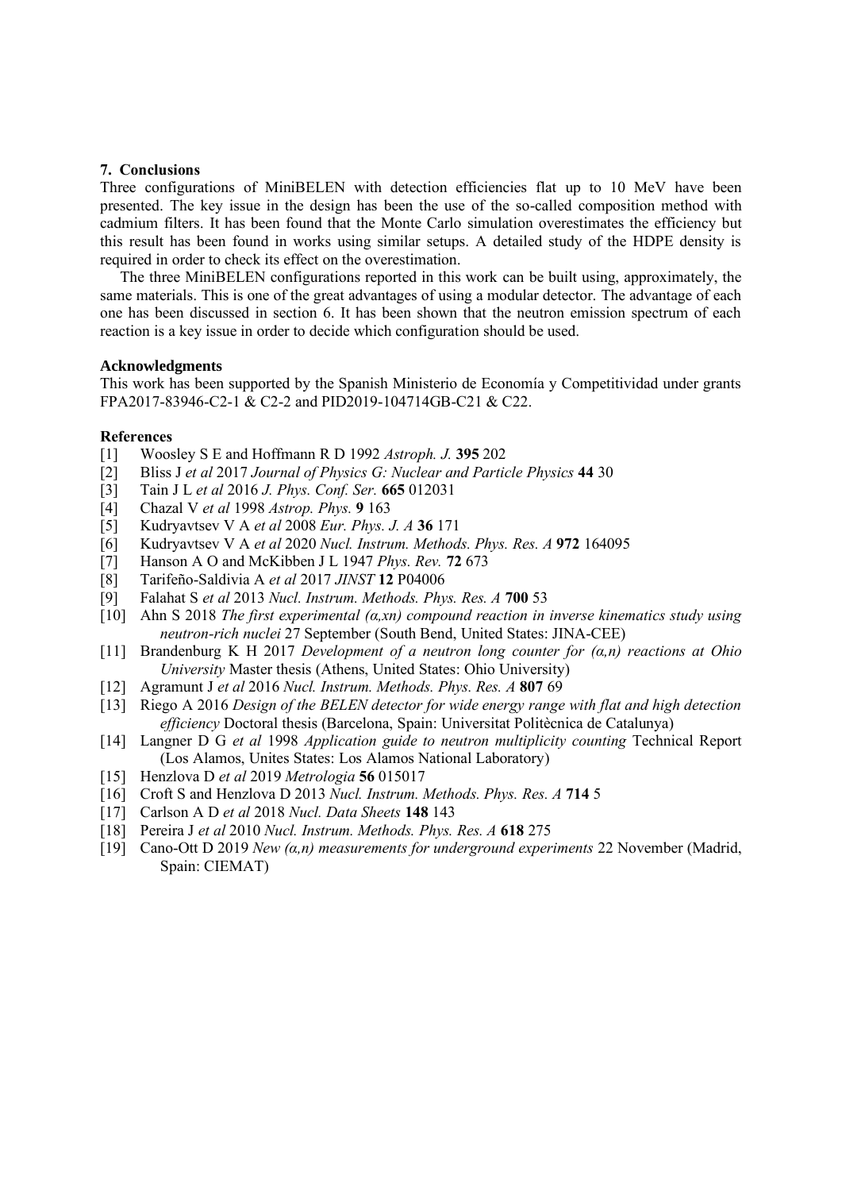## 7. Conclusions

Three configurations of MiniBELEN with detection efficiencies flat up to 10 MeV have been presented. The key issue in the design has been the use of the so-called composition method with cadmium filters. It has been found that the Monte Carlo simulation overestimates the efficiency but this result has been found in works using similar setups. A detailed study of the HDPE density is required in order to check its effect on the overestimation.

The three MiniBELEN configurations reported in this work can be built using, approximately, the same materials. This is one of the great advantages of using a modular detector. The advantage of each one has been discussed in section 6. It has been shown that the neutron emission spectrum of each reaction is a key issue in order to decide which configuration should be used.

### Acknowledgments

This work has been supported by the Spanish Ministerio de Economía y Competitividad under grants FPA2017-83946-C2-1 & C2-2 and PID2019-104714GB-C21 & C22.

### References

[1] Woosley S E and Hoffmann R D 1992 *Astroph. J.* **395** 202

[2] Bliss J *et al* 2017 *Journal of Physics G: Nuclear and Particle Physics* **44** 30

[3] Tain J L *et al* 2016 *J. Phys. Conf. Ser.* **665** 012031

[4] Chazal V *et al* 1998 *Astrop. Phys.* **9** 163

[5] Kudryavtsev V A *et al* 2008 *Eur. Phys. J. A* **36** 171

[6] Kudryavtsev V A *et al* 2020 *Nucl. Instrum. Methods. Phys. Res. A* **972** 164095

[7] Hanson A O and McKibben J L 1947 *Phys. Rev.* **72** 673

[8] Tarifeño-Saldivia A *et al* 2017 *JINST* **12** P04006

[9] Falahat S *et al* 2013 *Nucl. Instrum. Methods. Phys. Res. A* **700** 53

[10] Ahn S 2018 *The first experimental (α,xn) compound reaction in inverse kinematics study using neutron-rich nuclei* 27 September (South Bend, United States: JINA-CEE)

[11] Brandenburg K H 2017 *Development of a neutron long counter for (α,n) reactions at Ohio University* Master thesis (Athens, United States: Ohio University)

[12] Agramunt J *et al* 2016 *Nucl. Instrum. Methods. Phys. Res. A* **807** 69

[13] Riego A 2016 *Design of the BELEN detector for wide energy range with flat and high detection efficiency* Doctoral thesis (Barcelona, Spain: Universitat Politècnica de Catalunya)

[14] Langner D G *et al* 1998 *Application guide to neutron multiplicity counting* Technical Report (Los Alamos, Unites States: Los Alamos National Laboratory)

[15] Henzlova D *et al* 2019 *Metrologia* **56** 015017

[16] Croft S and Henzlova D 2013 *Nucl. Instrum. Methods. Phys. Res. A* **714** 5

[17] Carlson A D *et al* 2018 *Nucl. Data Sheets* **148** 143

[18] Pereira J *et al* 2010 *Nucl. Instrum. Methods. Phys. Res. A* **618** 275

[19] Cano-Ott D 2019 *New (α,n) measurements for underground experiments* 22 November (Madrid, Spain: CIEMAT)